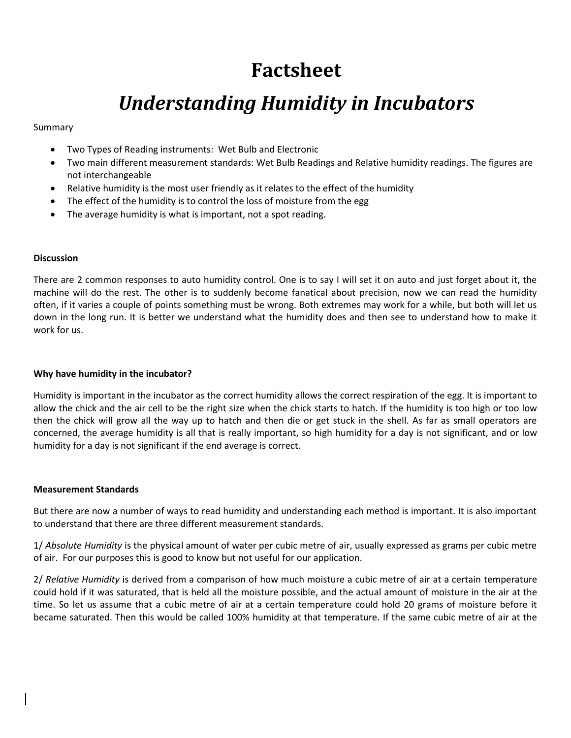# Factsheet

# *Understanding Humidity in Incubators*

Summary

- Two Types of Reading instruments: Wet Bulb and Electronic
- Two main different measurement standards: Wet Bulb Readings and Relative humidity readings. The figures are not interchangeable
- Relative humidity is the most user friendly as it relates to the effect of the humidity
- The effect of the humidity is to control the loss of moisture from the egg
- The average humidity is what is important, not a spot reading.

**Discussion**

There are 2 common responses to auto humidity control. One is to say I will set it on auto and just forget about it, the machine will do the rest. The other is to suddenly become fanatical about precision, now we can read the humidity often, if it varies a couple of points something must be wrong. Both extremes may work for a while, but both will let us down in the long run. It is better we understand what the humidity does and then see to understand how to make it work for us.

**Why have humidity in the incubator?**

Humidity is important in the incubator as the correct humidity allows the correct respiration of the egg. It is important to allow the chick and the air cell to be the right size when the chick starts to hatch. If the humidity is too high or too low then the chick will grow all the way up to hatch and then die or get stuck in the shell. As far as small operators are concerned, the average humidity is all that is really important, so high humidity for a day is not significant, and or low humidity for a day is not significant if the end average is correct.

**Measurement Standards**

But there are now a number of ways to read humidity and understanding each method is important. It is also important to understand that there are three different measurement standards.

1/ *Absolute Humidity* is the physical amount of water per cubic metre of air, usually expressed as grams per cubic metre of air. For our purposes this is good to know but not useful for our application.

2/ *Relative Humidity* is derived from a comparison of how much moisture a cubic metre of air at a certain temperature could hold if it was saturated, that is held all the moisture possible, and the actual amount of moisture in the air at the time. So let us assume that a cubic metre of air at a certain temperature could hold 20 grams of moisture before it became saturated. Then this would be called 100% humidity at that temperature. If the same cubic metre of air at the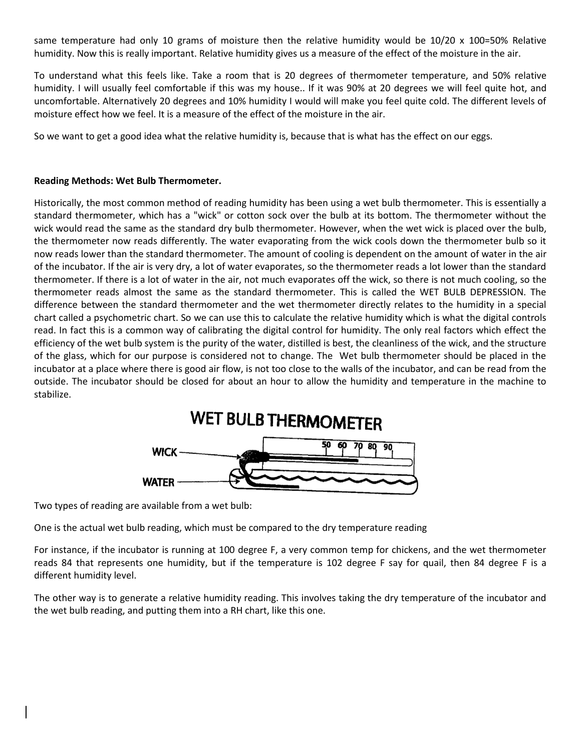same temperature had only 10 grams of moisture then the relative humidity would be 10/20 x 100=50% Relative humidity. Now this is really important. Relative humidity gives us a measure of the effect of the moisture in the air.

To understand what this feels like. Take a room that is 20 degrees of thermometer temperature, and 50% relative humidity. I will usually feel comfortable if this was my house.. If it was 90% at 20 degrees we will feel quite hot, and uncomfortable. Alternatively 20 degrees and 10% humidity I would will make you feel quite cold. The different levels of moisture effect how we feel. It is a measure of the effect of the moisture in the air.

So we want to get a good idea what the relative humidity is, because that is what has the effect on our eggs.

**Reading Methods: Wet Bulb Thermometer.**

Historically, the most common method of reading humidity has been using a wet bulb thermometer. This is essentially a standard thermometer, which has a "wick" or cotton sock over the bulb at its bottom. The thermometer without the wick would read the same as the standard dry bulb thermometer. However, when the wet wick is placed over the bulb, the thermometer now reads differently. The water evaporating from the wick cools down the thermometer bulb so it now reads lower than the standard thermometer. The amount of cooling is dependent on the amount of water in the air of the incubator. If the air is very dry, a lot of water evaporates, so the thermometer reads a lot lower than the standard thermometer. If there is a lot of water in the air, not much evaporates off the wick, so there is not much cooling, so the thermometer reads almost the same as the standard thermometer. This is called the WET BULB DEPRESSION. The difference between the standard thermometer and the wet thermometer directly relates to the humidity in a special chart called a psychometric chart. So we can use this to calculate the relative humidity which is what the digital controls read. In fact this is a common way of calibrating the digital control for humidity. The only real factors which effect the efficiency of the wet bulb system is the purity of the water, distilled is best, the cleanliness of the wick, and the structure of the glass, which for our purpose is considered not to change. The Wet bulb thermometer should be placed in the incubator at a place where there is good air flow, is not too close to the walls of the incubator, and can be read from the outside. The incubator should be closed for about an hour to allow the humidity and temperature in the machine to stabilize.

**WET BULB THERMOMETER**

WICK

WATER

50 60 70 80 90

Two types of reading are available from a wet bulb:

One is the actual wet bulb reading, which must be compared to the dry temperature reading

For instance, if the incubator is running at 100 degree F, a very common temp for chickens, and the wet thermometer reads 84 that represents one humidity, but if the temperature is 102 degree F say for quail, then 84 degree F is a different humidity level.

The other way is to generate a relative humidity reading. This involves taking the dry temperature of the incubator and the wet bulb reading, and putting them into a RH chart, like this one.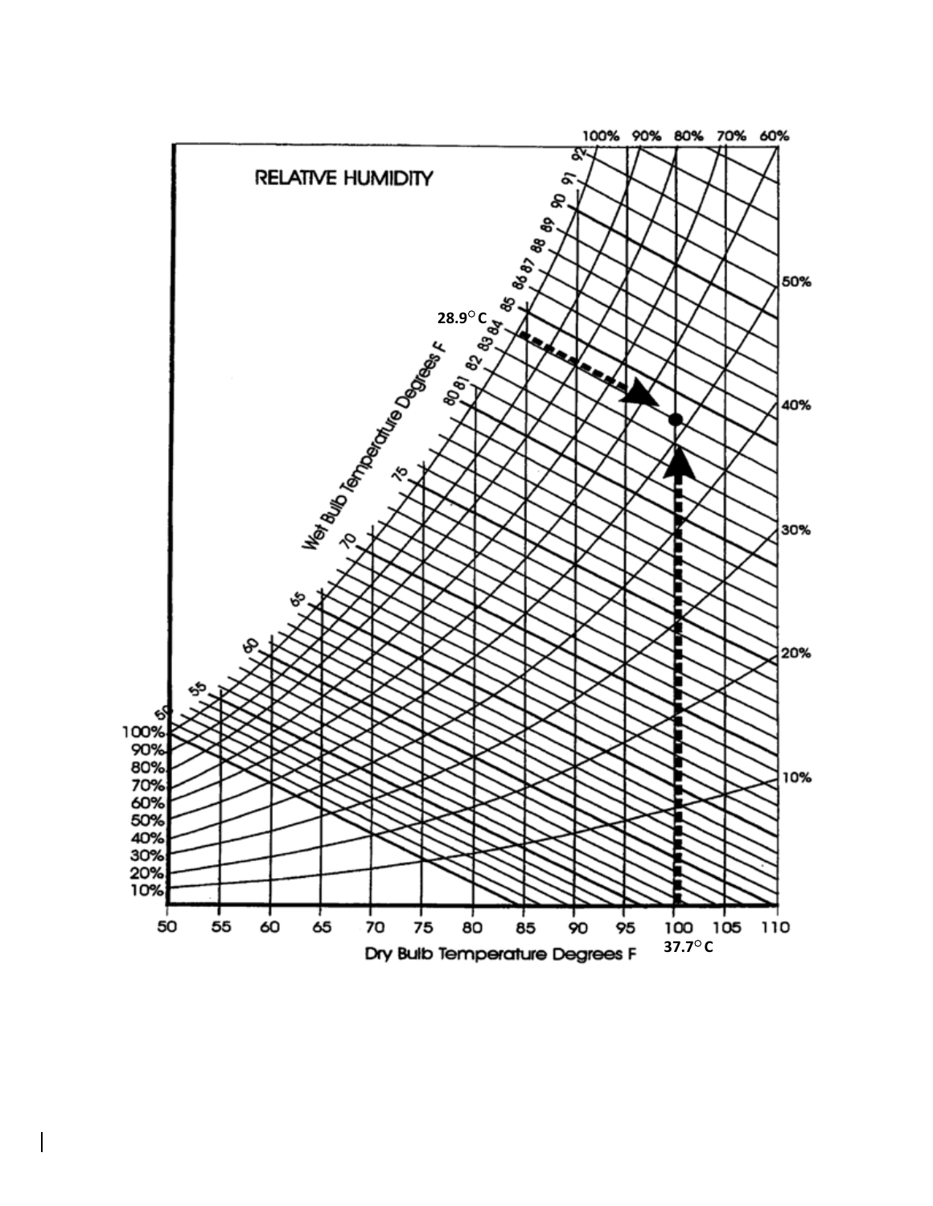RELATIVE HUMIDITY

100% 90% 80% 70% 60%

50%

40%

30%

20%

10%

Wet Bulb Temperature Degrees F

92 91 90 89 88 87 86 85 84 83 82 81 80 75 70 65 60 55 50

28.9° C

100%
90%
80%
70%
60%
50%
40%
30%
20%
10%

50 55 60 65 70 75 80 85 90 95 100 105 110

37.7° C

Dry Bulb Temperature Degrees F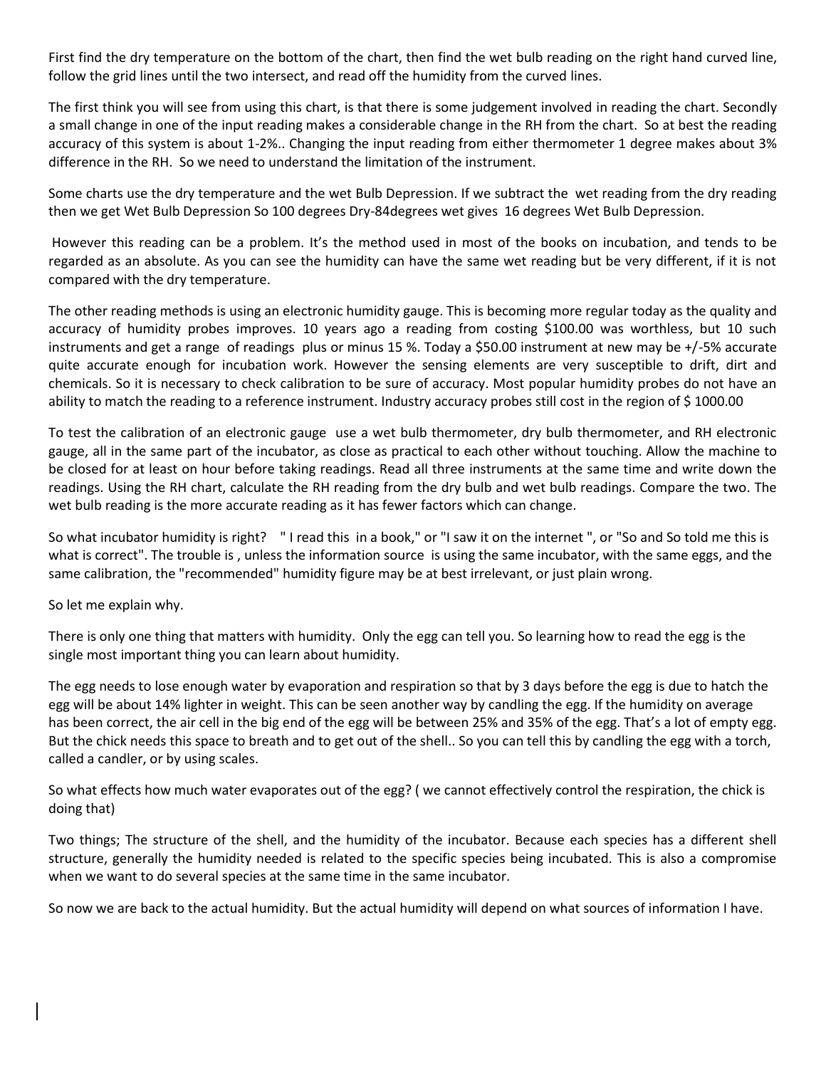First find the dry temperature on the bottom of the chart, then find the wet bulb reading on the right hand curved line, follow the grid lines until the two intersect, and read off the humidity from the curved lines.

The first think you will see from using this chart, is that there is some judgement involved in reading the chart. Secondly a small change in one of the input reading makes a considerable change in the RH from the chart. So at best the reading accuracy of this system is about 1-2%.. Changing the input reading from either thermometer 1 degree makes about 3% difference in the RH. So we need to understand the limitation of the instrument.

Some charts use the dry temperature and the wet Bulb Depression. If we subtract the wet reading from the dry reading then we get Wet Bulb Depression So 100 degrees Dry-84degrees wet gives 16 degrees Wet Bulb Depression.

However this reading can be a problem. It's the method used in most of the books on incubation, and tends to be regarded as an absolute. As you can see the humidity can have the same wet reading but be very different, if it is not compared with the dry temperature.

The other reading methods is using an electronic humidity gauge. This is becoming more regular today as the quality and accuracy of humidity probes improves. 10 years ago a reading from costing $100.00 was worthless, but 10 such instruments and get a range of readings plus or minus 15 %. Today a $50.00 instrument at new may be +/-5% accurate quite accurate enough for incubation work. However the sensing elements are very susceptible to drift, dirt and chemicals. So it is necessary to check calibration to be sure of accuracy. Most popular humidity probes do not have an ability to match the reading to a reference instrument. Industry accuracy probes still cost in the region of $ 1000.00

To test the calibration of an electronic gauge use a wet bulb thermometer, dry bulb thermometer, and RH electronic gauge, all in the same part of the incubator, as close as practical to each other without touching. Allow the machine to be closed for at least on hour before taking readings. Read all three instruments at the same time and write down the readings. Using the RH chart, calculate the RH reading from the dry bulb and wet bulb readings. Compare the two. The wet bulb reading is the more accurate reading as it has fewer factors which can change.

So what incubator humidity is right? " I read this in a book," or "I saw it on the internet ", or "So and So told me this is what is correct". The trouble is , unless the information source is using the same incubator, with the same eggs, and the same calibration, the "recommended" humidity figure may be at best irrelevant, or just plain wrong.

So let me explain why.

There is only one thing that matters with humidity. Only the egg can tell you. So learning how to read the egg is the single most important thing you can learn about humidity.

The egg needs to lose enough water by evaporation and respiration so that by 3 days before the egg is due to hatch the egg will be about 14% lighter in weight. This can be seen another way by candling the egg. If the humidity on average has been correct, the air cell in the big end of the egg will be between 25% and 35% of the egg. That's a lot of empty egg. But the chick needs this space to breath and to get out of the shell.. So you can tell this by candling the egg with a torch, called a candler, or by using scales.

So what effects how much water evaporates out of the egg? ( we cannot effectively control the respiration, the chick is doing that)

Two things; The structure of the shell, and the humidity of the incubator. Because each species has a different shell structure, generally the humidity needed is related to the specific species being incubated. This is also a compromise when we want to do several species at the same time in the same incubator.

So now we are back to the actual humidity. But the actual humidity will depend on what sources of information I have.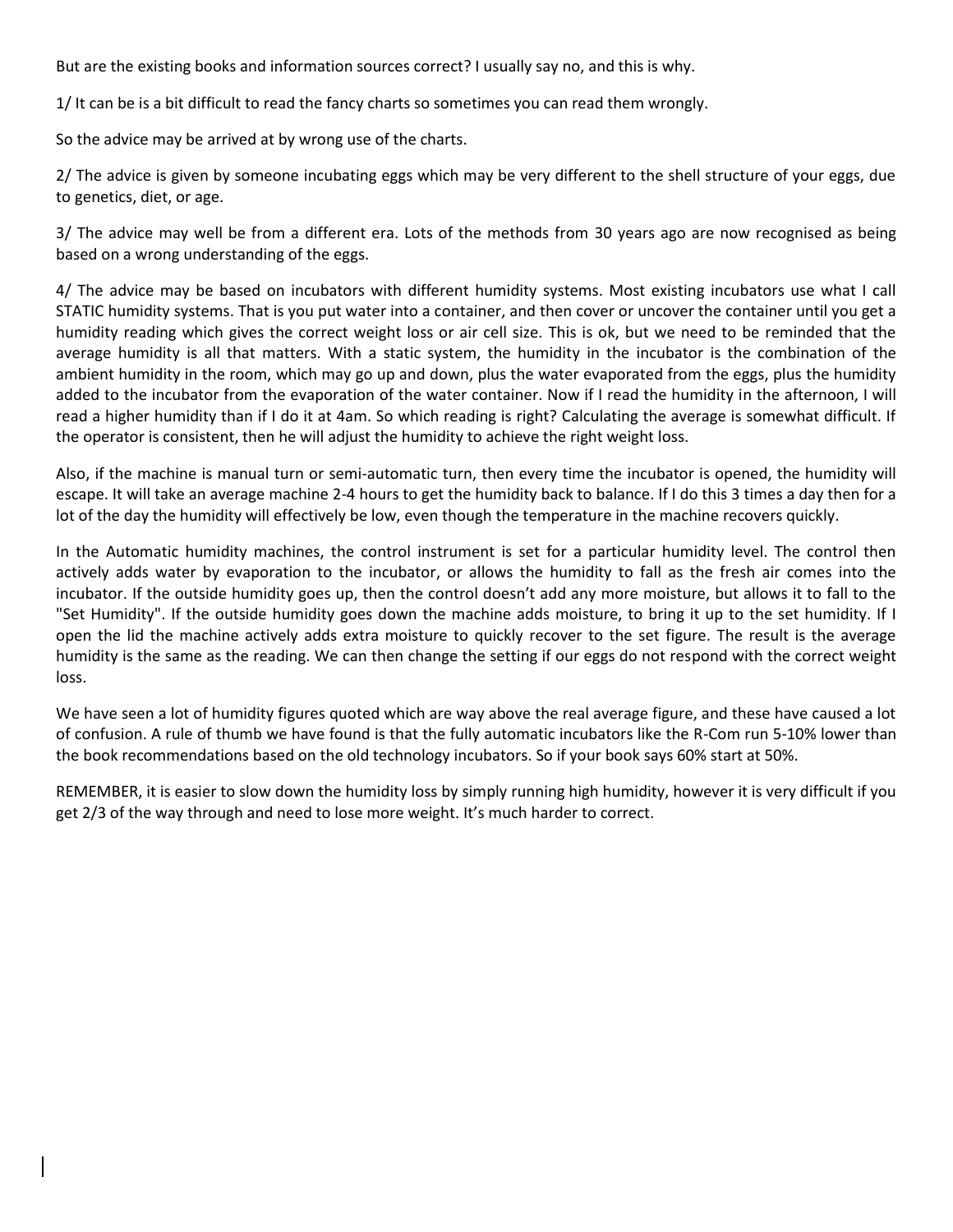But are the existing books and information sources correct? I usually say no, and this is why.

1/ It can be is a bit difficult to read the fancy charts so sometimes you can read them wrongly.

So the advice may be arrived at by wrong use of the charts.

2/ The advice is given by someone incubating eggs which may be very different to the shell structure of your eggs, due to genetics, diet, or age.

3/ The advice may well be from a different era. Lots of the methods from 30 years ago are now recognised as being based on a wrong understanding of the eggs.

4/ The advice may be based on incubators with different humidity systems. Most existing incubators use what I call STATIC humidity systems. That is you put water into a container, and then cover or uncover the container until you get a humidity reading which gives the correct weight loss or air cell size. This is ok, but we need to be reminded that the average humidity is all that matters. With a static system, the humidity in the incubator is the combination of the ambient humidity in the room, which may go up and down, plus the water evaporated from the eggs, plus the humidity added to the incubator from the evaporation of the water container. Now if I read the humidity in the afternoon, I will read a higher humidity than if I do it at 4am. So which reading is right? Calculating the average is somewhat difficult. If the operator is consistent, then he will adjust the humidity to achieve the right weight loss.

Also, if the machine is manual turn or semi-automatic turn, then every time the incubator is opened, the humidity will escape. It will take an average machine 2-4 hours to get the humidity back to balance. If I do this 3 times a day then for a lot of the day the humidity will effectively be low, even though the temperature in the machine recovers quickly.

In the Automatic humidity machines, the control instrument is set for a particular humidity level. The control then actively adds water by evaporation to the incubator, or allows the humidity to fall as the fresh air comes into the incubator. If the outside humidity goes up, then the control doesn't add any more moisture, but allows it to fall to the "Set Humidity". If the outside humidity goes down the machine adds moisture, to bring it up to the set humidity. If I open the lid the machine actively adds extra moisture to quickly recover to the set figure. The result is the average humidity is the same as the reading. We can then change the setting if our eggs do not respond with the correct weight loss.

We have seen a lot of humidity figures quoted which are way above the real average figure, and these have caused a lot of confusion. A rule of thumb we have found is that the fully automatic incubators like the R-Com run 5-10% lower than the book recommendations based on the old technology incubators. So if your book says 60% start at 50%.

REMEMBER, it is easier to slow down the humidity loss by simply running high humidity, however it is very difficult if you get 2/3 of the way through and need to lose more weight. It's much harder to correct.